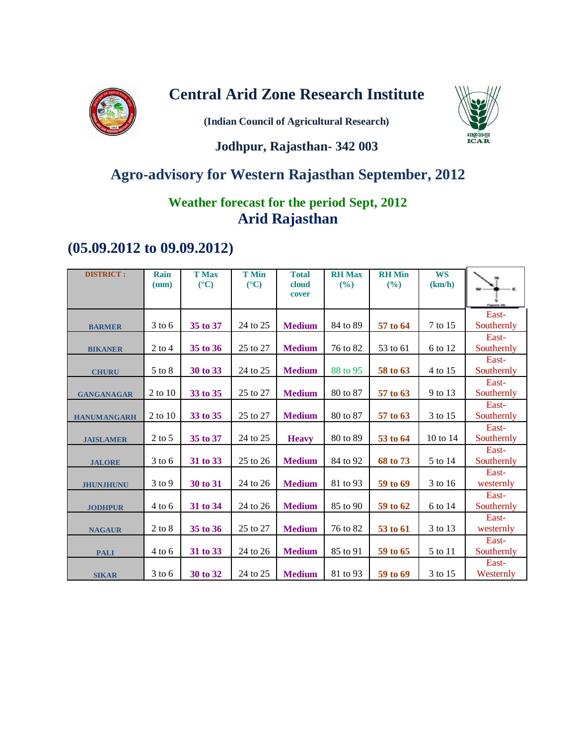# Central Arid Zone Research Institute

**(Indian Council of Agricultural Research)**

**Jodhpur, Rajasthan- 342 003**

## Agro-advisory for Western Rajasthan September, 2012

### Weather forecast for the period Sept, 2012
### Arid Rajasthan

## (05.09.2012 to 09.09.2012)

| DISTRICT : | Rain (mm) | T Max (°C) | T Min (°C) | Total cloud cover | RH Max (%) | RH Min (%) | WS (km/h) | |
|---|---|---|---|---|---|---|---|---|
| BARMER | 3 to 6 | 35 to 37 | 24 to 25 | Medium | 84 to 89 | 57 to 64 | 7 to 15 | East-Southernly |
| BIKANER | 2 to 4 | 35 to 36 | 25 to 27 | Medium | 76 to 82 | 53 to 61 | 6 to 12 | East-Southernly |
| CHURU | 5 to 8 | 30 to 33 | 24 to 25 | Medium | 88 to 95 | 58 to 63 | 4 to 15 | East-Southernly |
| GANGANAGAR | 2 to 10 | 33 to 35 | 25 to 27 | Medium | 80 to 87 | 57 to 63 | 9 to 13 | East-Southernly |
| HANUMANGARH | 2 to 10 | 33 to 35 | 25 to 27 | Medium | 80 to 87 | 57 to 63 | 3 to 15 | East-Southernly |
| JAISLAMER | 2 to 5 | 35 to 37 | 24 to 25 | Heavy | 80 to 89 | 53 to 64 | 10 to 14 | East-Southernly |
| JALORE | 3 to 6 | 31 to 33 | 25 to 26 | Medium | 84 to 92 | 68 to 73 | 5 to 14 | East-Southernly |
| JHUNJHUNU | 3 to 9 | 30 to 31 | 24 to 26 | Medium | 81 to 93 | 59 to 69 | 3 to 16 | East-westernly |
| JODHPUR | 4 to 6 | 31 to 34 | 24 to 26 | Medium | 85 to 90 | 59 to 62 | 6 to 14 | East-Southernly |
| NAGAUR | 2 to 8 | 35 to 36 | 25 to 27 | Medium | 76 to 82 | 53 to 61 | 3 to 13 | East-westernly |
| PALI | 4 to 6 | 31 to 33 | 24 to 26 | Medium | 85 to 91 | 59 to 65 | 5 to 11 | East-Southernly |
| SIKAR | 3 to 6 | 30 to 32 | 24 to 25 | Medium | 81 to 93 | 59 to 69 | 3 to 15 | East-Westernly |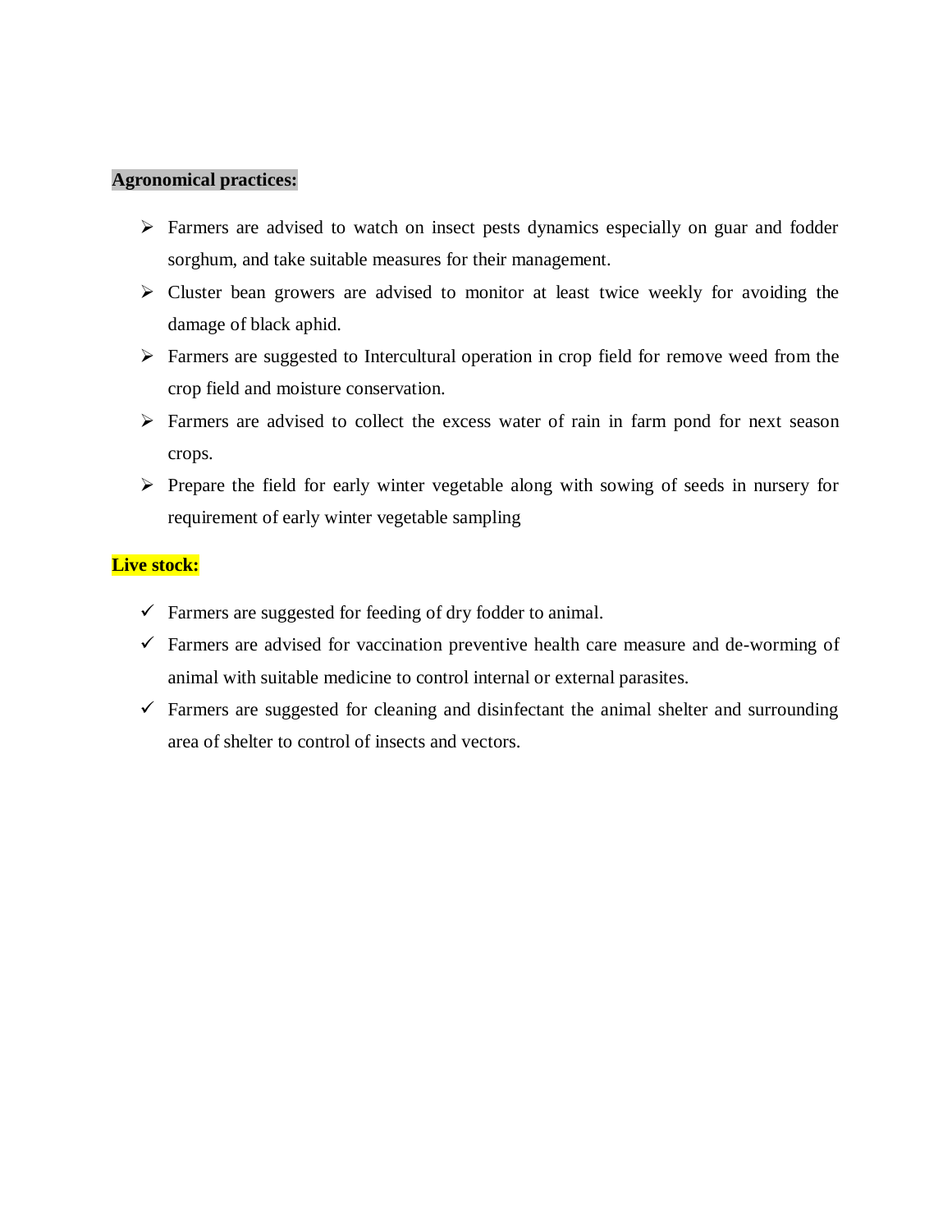**Agronomical practices:**

- Farmers are advised to watch on insect pests dynamics especially on guar and fodder sorghum, and take suitable measures for their management.
- Cluster bean growers are advised to monitor at least twice weekly for avoiding the damage of black aphid.
- Farmers are suggested to Intercultural operation in crop field for remove weed from the crop field and moisture conservation.
- Farmers are advised to collect the excess water of rain in farm pond for next season crops.
- Prepare the field for early winter vegetable along with sowing of seeds in nursery for requirement of early winter vegetable sampling

**Live stock:**

- ✓ Farmers are suggested for feeding of dry fodder to animal.
- ✓ Farmers are advised for vaccination preventive health care measure and de-worming of animal with suitable medicine to control internal or external parasites.
- ✓ Farmers are suggested for cleaning and disinfectant the animal shelter and surrounding area of shelter to control of insects and vectors.